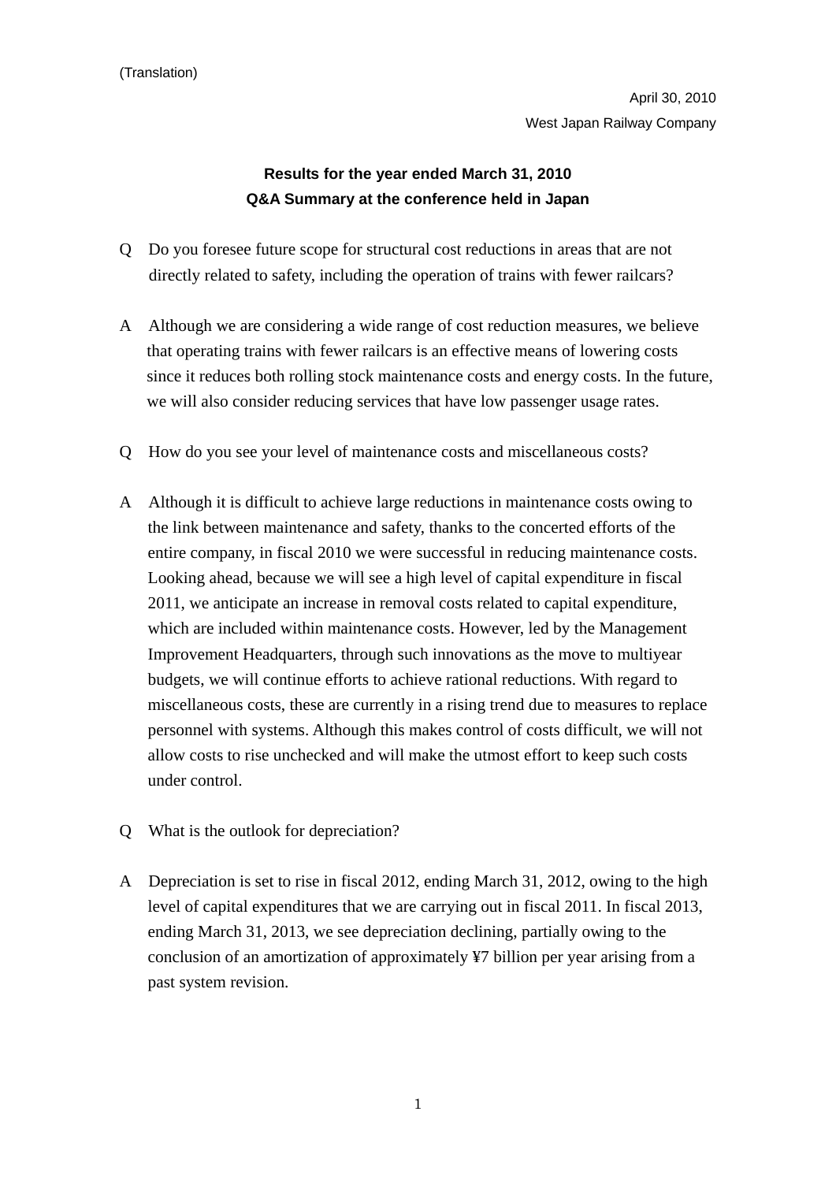(Translation)

April 30, 2010

West Japan Railway Company

**Results for the year ended March 31, 2010**
**Q&A Summary at the conference held in Japan**

Q　Do you foresee future scope for structural cost reductions in areas that are not directly related to safety, including the operation of trains with fewer railcars?

A　Although we are considering a wide range of cost reduction measures, we believe that operating trains with fewer railcars is an effective means of lowering costs since it reduces both rolling stock maintenance costs and energy costs. In the future, we will also consider reducing services that have low passenger usage rates.

Q　How do you see your level of maintenance costs and miscellaneous costs?

A　Although it is difficult to achieve large reductions in maintenance costs owing to the link between maintenance and safety, thanks to the concerted efforts of the entire company, in fiscal 2010 we were successful in reducing maintenance costs. Looking ahead, because we will see a high level of capital expenditure in fiscal 2011, we anticipate an increase in removal costs related to capital expenditure, which are included within maintenance costs. However, led by the Management Improvement Headquarters, through such innovations as the move to multiyear budgets, we will continue efforts to achieve rational reductions. With regard to miscellaneous costs, these are currently in a rising trend due to measures to replace personnel with systems. Although this makes control of costs difficult, we will not allow costs to rise unchecked and will make the utmost effort to keep such costs under control.

Q　What is the outlook for depreciation?

A　Depreciation is set to rise in fiscal 2012, ending March 31, 2012, owing to the high level of capital expenditures that we are carrying out in fiscal 2011. In fiscal 2013, ending March 31, 2013, we see depreciation declining, partially owing to the conclusion of an amortization of approximately ¥7 billion per year arising from a past system revision.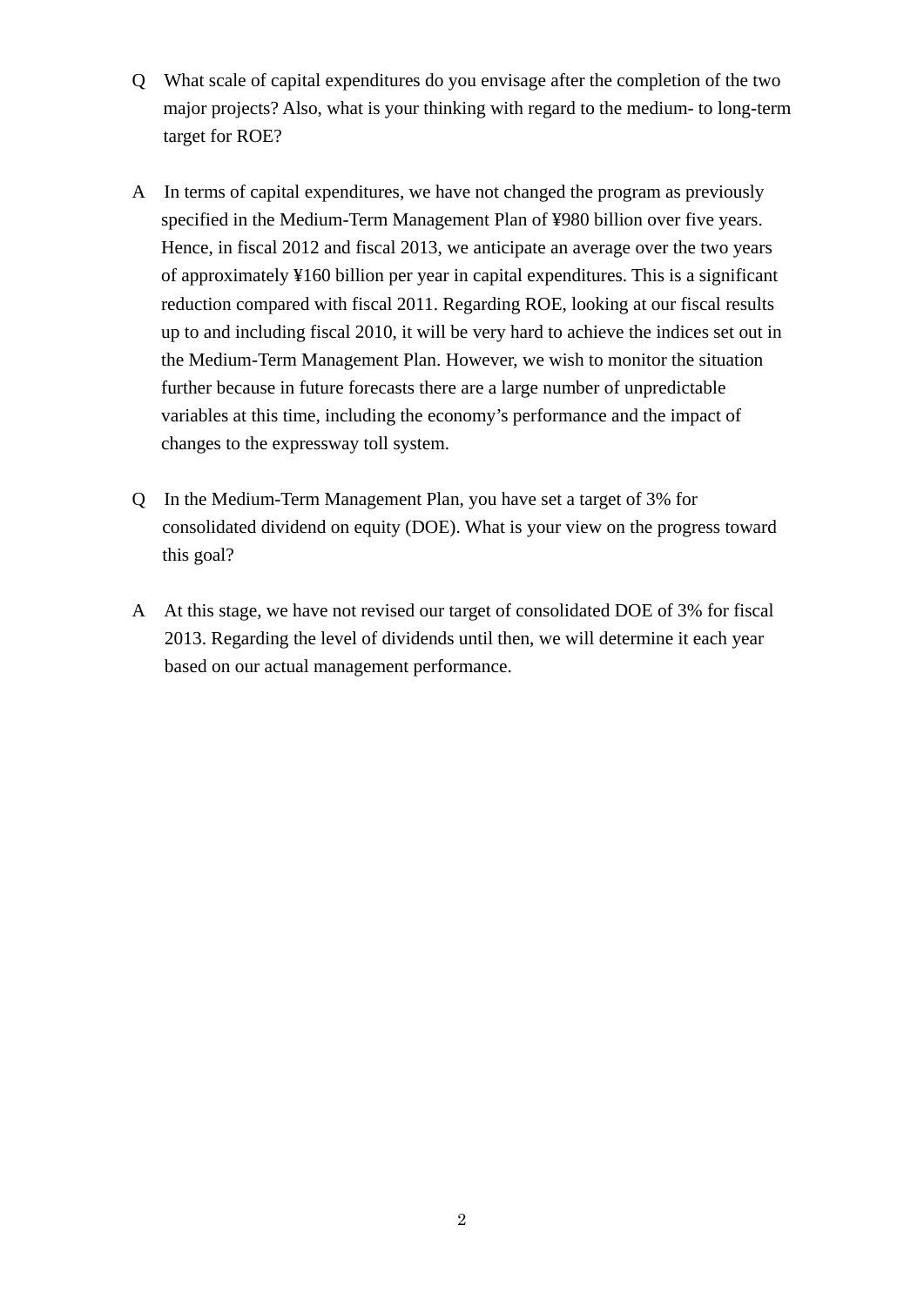Q What scale of capital expenditures do you envisage after the completion of the two major projects? Also, what is your thinking with regard to the medium- to long-term target for ROE?

A In terms of capital expenditures, we have not changed the program as previously specified in the Medium-Term Management Plan of ¥980 billion over five years. Hence, in fiscal 2012 and fiscal 2013, we anticipate an average over the two years of approximately ¥160 billion per year in capital expenditures. This is a significant reduction compared with fiscal 2011. Regarding ROE, looking at our fiscal results up to and including fiscal 2010, it will be very hard to achieve the indices set out in the Medium-Term Management Plan. However, we wish to monitor the situation further because in future forecasts there are a large number of unpredictable variables at this time, including the economy's performance and the impact of changes to the expressway toll system.

Q In the Medium-Term Management Plan, you have set a target of 3% for consolidated dividend on equity (DOE). What is your view on the progress toward this goal?

A At this stage, we have not revised our target of consolidated DOE of 3% for fiscal 2013. Regarding the level of dividends until then, we will determine it each year based on our actual management performance.